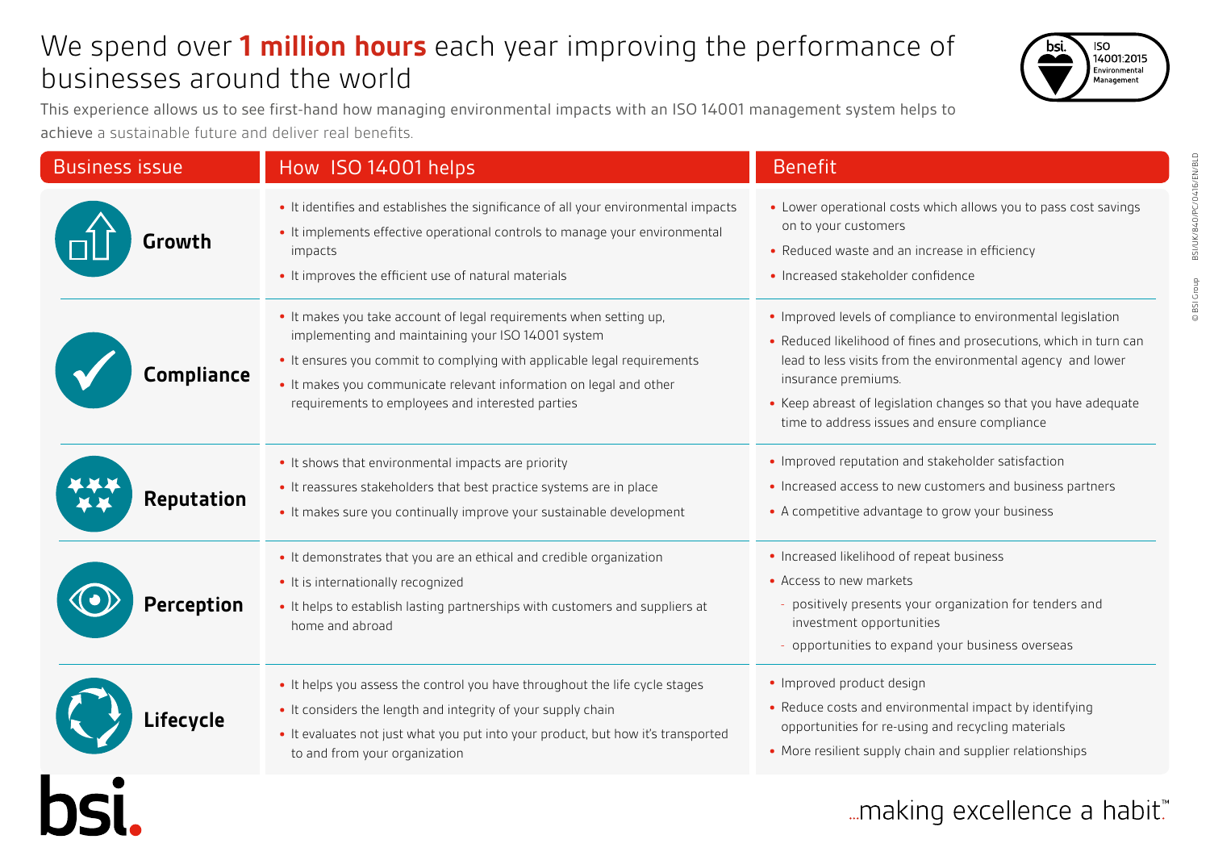# We spend over **1 million hours** each year improving the performance of businesses around the world

This experience allows us to see first-hand how managing environmental impacts with an ISO 14001 management system helps to achieve a sustainable future and deliver real benefits.

| Business issue | How ISO 14001 helps | Benefit |
| --- | --- | --- |
| **Growth** | • It identifies and establishes the significance of all your environmental impacts<br>• It implements effective operational controls to manage your environmental impacts<br>• It improves the efficient use of natural materials | • Lower operational costs which allows you to pass cost savings on to your customers<br>• Reduced waste and an increase in efficiency<br>• Increased stakeholder confidence |
| **Compliance** | • It makes you take account of legal requirements when setting up, implementing and maintaining your ISO 14001 system<br>• It ensures you commit to complying with applicable legal requirements<br>• It makes you communicate relevant information on legal and other requirements to employees and interested parties | • Improved levels of compliance to environmental legislation<br>• Reduced likelihood of fines and prosecutions, which in turn can lead to less visits from the environmental agency and lower insurance premiums.<br>• Keep abreast of legislation changes so that you have adequate time to address issues and ensure compliance |
| **Reputation** | • It shows that environmental impacts are priority<br>• It reassures stakeholders that best practice systems are in place<br>• It makes sure you continually improve your sustainable development | • Improved reputation and stakeholder satisfaction<br>• Increased access to new customers and business partners<br>• A competitive advantage to grow your business |
| **Perception** | • It demonstrates that you are an ethical and credible organization<br>• It is internationally recognized<br>• It helps to establish lasting partnerships with customers and suppliers at home and abroad | • Increased likelihood of repeat business<br>• Access to new markets<br>- positively presents your organization for tenders and investment opportunities<br>- opportunities to expand your business overseas |
| **Lifecycle** | • It helps you assess the control you have throughout the life cycle stages<br>• It considers the length and integrity of your supply chain<br>• It evaluates not just what you put into your product, but how it's transported to and from your organization | • Improved product design<br>• Reduce costs and environmental impact by identifying opportunities for re-using and recycling materials<br>• More resilient supply chain and supplier relationships |

...making excellence a habit.™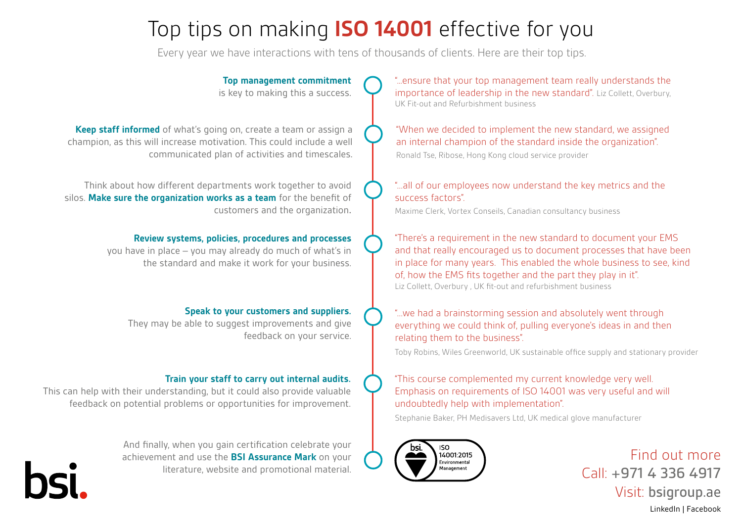# Top tips on making **ISO 14001** effective for you

Every year we have interactions with tens of thousands of clients. Here are their top tips.

**Top management commitment** is key to making this a success.

"...ensure that your top management team really understands the importance of leadership in the new standard". Liz Collett, Overbury, UK Fit-out and Refurbishment business

**Keep staff informed** of what's going on, create a team or assign a champion, as this will increase motivation. This could include a well communicated plan of activities and timescales.

"When we decided to implement the new standard, we assigned an internal champion of the standard inside the organization". Ronald Tse, Ribose, Hong Kong cloud service provider

Think about how different departments work together to avoid silos. **Make sure the organization works as a team** for the benefit of customers and the organization.

"...all of our employees now understand the key metrics and the success factors". Maxime Clerk, Vortex Conseils, Canadian consultancy business

**Review systems, policies, procedures and processes** you have in place – you may already do much of what's in the standard and make it work for your business.

"There's a requirement in the new standard to document your EMS and that really encouraged us to document processes that have been in place for many years. This enabled the whole business to see, kind of, how the EMS fits together and the part they play in it". Liz Collett, Overbury , UK fit-out and refurbishment business

**Speak to your customers and suppliers.** They may be able to suggest improvements and give feedback on your service.

"...we had a brainstorming session and absolutely went through everything we could think of, pulling everyone's ideas in and then relating them to the business". Toby Robins, Wiles Greenworld, UK sustainable office supply and stationary provider

**Train your staff to carry out internal audits.** This can help with their understanding, but it could also provide valuable feedback on potential problems or opportunities for improvement.

"This course complemented my current knowledge very well. Emphasis on requirements of ISO 14001 was very useful and will undoubtedly help with implementation". Stephanie Baker, PH Medisavers Ltd, UK medical glove manufacturer

And finally, when you gain certification celebrate your achievement and use the **BSI Assurance Mark** on your literature, website and promotional material.

bsi. ISO 14001:2015 Environmental Management

Find out more
Call: +971 4 336 4917
Visit: bsigroup.ae
LinkedIn | Facebook

bsi.